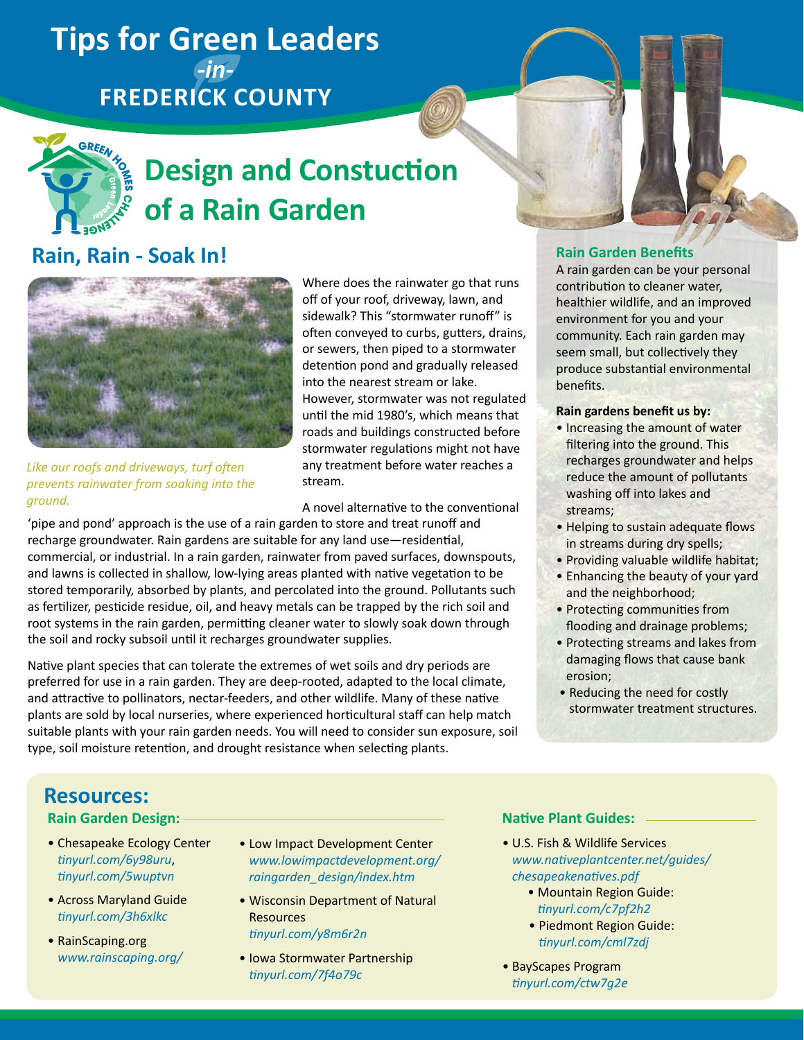# Tips for Green Leaders -in- FREDERICK COUNTY

## Design and Constuction of a Rain Garden

### Rain, Rain - Soak In!

*Like our roofs and driveways, turf often prevents rainwater from soaking into the ground.*

Where does the rainwater go that runs off of your roof, driveway, lawn, and sidewalk? This "stormwater runoff" is often conveyed to curbs, gutters, drains, or sewers, then piped to a stormwater detention pond and gradually released into the nearest stream or lake. However, stormwater was not regulated until the mid 1980's, which means that roads and buildings constructed before stormwater regulations might not have any treatment before water reaches a stream.

A novel alternative to the conventional 'pipe and pond' approach is the use of a rain garden to store and treat runoff and recharge groundwater. Rain gardens are suitable for any land use—residential, commercial, or industrial. In a rain garden, rainwater from paved surfaces, downspouts, and lawns is collected in shallow, low-lying areas planted with native vegetation to be stored temporarily, absorbed by plants, and percolated into the ground. Pollutants such as fertilizer, pesticide residue, oil, and heavy metals can be trapped by the rich soil and root systems in the rain garden, permitting cleaner water to slowly soak down through the soil and rocky subsoil until it recharges groundwater supplies.

Native plant species that can tolerate the extremes of wet soils and dry periods are preferred for use in a rain garden. They are deep-rooted, adapted to the local climate, and attractive to pollinators, nectar-feeders, and other wildlife. Many of these native plants are sold by local nurseries, where experienced horticultural staff can help match suitable plants with your rain garden needs. You will need to consider sun exposure, soil type, soil moisture retention, and drought resistance when selecting plants.

### Rain Garden Benefits

A rain garden can be your personal contribution to cleaner water, healthier wildlife, and an improved environment for you and your community. Each rain garden may seem small, but collectively they produce substantial environmental benefits.

**Rain gardens benefit us by:**

- Increasing the amount of water filtering into the ground. This recharges groundwater and helps reduce the amount of pollutants washing off into lakes and streams;
- Helping to sustain adequate flows in streams during dry spells;
- Providing valuable wildlife habitat;
- Enhancing the beauty of your yard and the neighborhood;
- Protecting communities from flooding and drainage problems;
- Protecting streams and lakes from damaging flows that cause bank erosion;
- Reducing the need for costly stormwater treatment structures.

## Resources:

### Rain Garden Design:

- Chesapeake Ecology Center  
  *tinyurl.com/6y98uru*, *tinyurl.com/5wuptvn*
- Across Maryland Guide  
  *tinyurl.com/3h6xlkc*
- RainScaping.org  
  *www.rainscaping.org/*
- Low Impact Development Center  
  *www.lowimpactdevelopment.org/raingarden_design/index.htm*
- Wisconsin Department of Natural Resources  
  *tinyurl.com/y8m6r2n*
- Iowa Stormwater Partnership  
  *tinyurl.com/7f4o79c*

### Native Plant Guides:

- U.S. Fish & Wildlife Services  
  *www.nativeplantcenter.net/guides/chesapeakenatives.pdf*
  - Mountain Region Guide: *tinyurl.com/c7pf2h2*
  - Piedmont Region Guide: *tinyurl.com/cml7zdj*
- BayScapes Program  
  *tinyurl.com/ctw7g2e*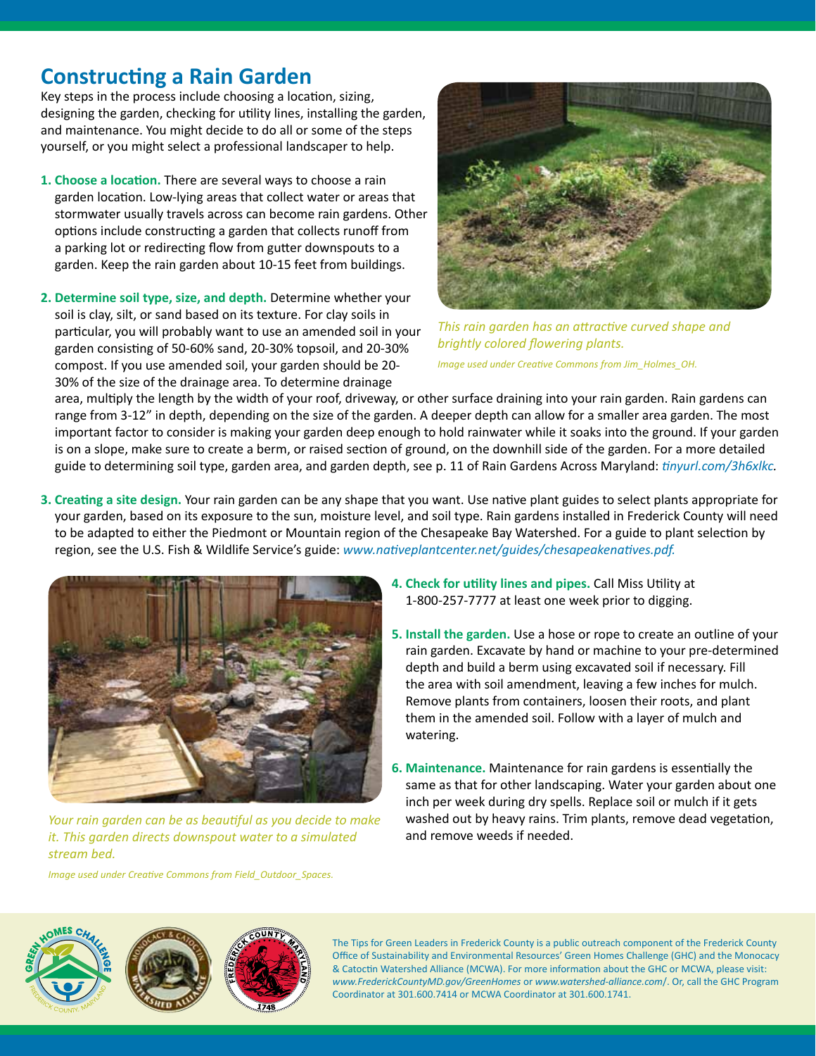## Constructing a Rain Garden

Key steps in the process include choosing a location, sizing, designing the garden, checking for utility lines, installing the garden, and maintenance. You might decide to do all or some of the steps yourself, or you might select a professional landscaper to help.

1. **Choose a location.** There are several ways to choose a rain garden location. Low-lying areas that collect water or areas that stormwater usually travels across can become rain gardens. Other options include constructing a garden that collects runoff from a parking lot or redirecting flow from gutter downspouts to a garden. Keep the rain garden about 10-15 feet from buildings.

2. **Determine soil type, size, and depth.** Determine whether your soil is clay, silt, or sand based on its texture. For clay soils in particular, you will probably want to use an amended soil in your garden consisting of 50-60% sand, 20-30% topsoil, and 20-30% compost. If you use amended soil, your garden should be 20-30% of the size of the drainage area. To determine drainage area, multiply the length by the width of your roof, driveway, or other surface draining into your rain garden. Rain gardens can range from 3-12" in depth, depending on the size of the garden. A deeper depth can allow for a smaller area garden. The most important factor to consider is making your garden deep enough to hold rainwater while it soaks into the ground. If your garden is on a slope, make sure to create a berm, or raised section of ground, on the downhill side of the garden. For a more detailed guide to determining soil type, garden area, and garden depth, see p. 11 of Rain Gardens Across Maryland: *tinyurl.com/3h6xlkc.*

*This rain garden has an attractive curved shape and brightly colored flowering plants.*

*Image used under Creative Commons from Jim_Holmes_OH.*

3. **Creating a site design.** Your rain garden can be any shape that you want. Use native plant guides to select plants appropriate for your garden, based on its exposure to the sun, moisture level, and soil type. Rain gardens installed in Frederick County will need to be adapted to either the Piedmont or Mountain region of the Chesapeake Bay Watershed. For a guide to plant selection by region, see the U.S. Fish & Wildlife Service's guide: *www.nativeplantcenter.net/guides/chesapeakenatives.pdf.*

4. **Check for utility lines and pipes.** Call Miss Utility at 1-800-257-7777 at least one week prior to digging.

5. **Install the garden.** Use a hose or rope to create an outline of your rain garden. Excavate by hand or machine to your pre-determined depth and build a berm using excavated soil if necessary. Fill the area with soil amendment, leaving a few inches for mulch. Remove plants from containers, loosen their roots, and plant them in the amended soil. Follow with a layer of mulch and watering.

6. **Maintenance.** Maintenance for rain gardens is essentially the same as that for other landscaping. Water your garden about one inch per week during dry spells. Replace soil or mulch if it gets washed out by heavy rains. Trim plants, remove dead vegetation, and remove weeds if needed.

*Your rain garden can be as beautiful as you decide to make it. This garden directs downspout water to a simulated stream bed.*

*Image used under Creative Commons from Field_Outdoor_Spaces.*

The Tips for Green Leaders in Frederick County is a public outreach component of the Frederick County Office of Sustainability and Environmental Resources' Green Homes Challenge (GHC) and the Monocacy & Catoctin Watershed Alliance (MCWA). For more information about the GHC or MCWA, please visit: *www.FrederickCountyMD.gov/GreenHomes* or *www.watershed-alliance.com/*. Or, call the GHC Program Coordinator at 301.600.7414 or MCWA Coordinator at 301.600.1741.